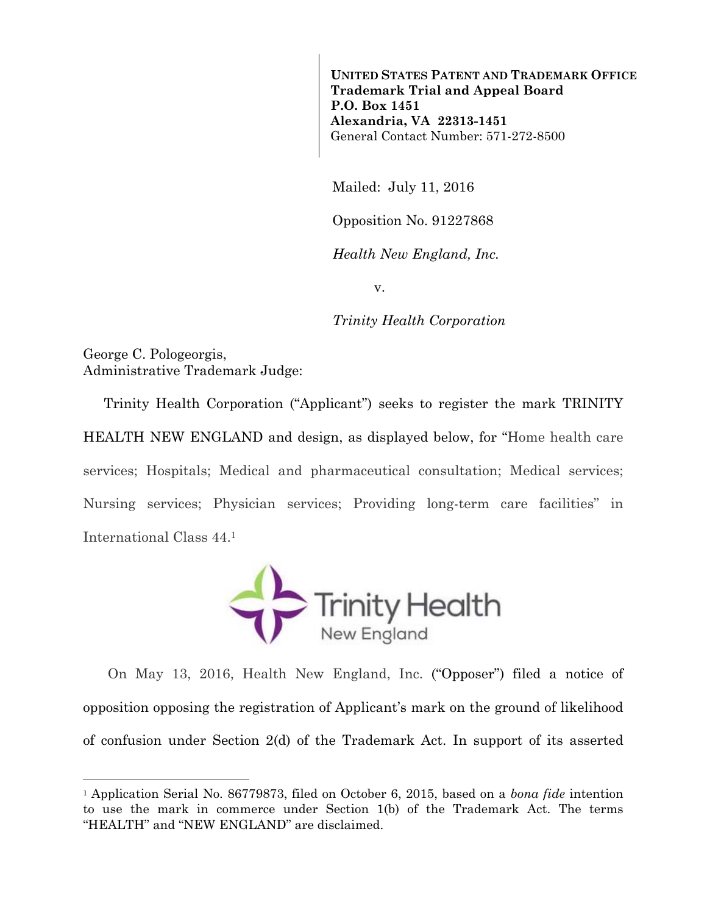**UNITED STATES PATENT AND TRADEMARK OFFICE**
**Trademark Trial and Appeal Board**
**P.O. Box 1451**
**Alexandria, VA 22313-1451**
General Contact Number: 571-272-8500

Mailed: July 11, 2016

Opposition No. 91227868

*Health New England, Inc.*

v.

*Trinity Health Corporation*

George C. Pologeorgis,
Administrative Trademark Judge:

Trinity Health Corporation ("Applicant") seeks to register the mark TRINITY HEALTH NEW ENGLAND and design, as displayed below, for "Home health care services; Hospitals; Medical and pharmaceutical consultation; Medical services; Nursing services; Physician services; Providing long-term care facilities" in International Class 44.[1]

Trinity Health
New England

On May 13, 2016, Health New England, Inc. ("Opposer") filed a notice of opposition opposing the registration of Applicant's mark on the ground of likelihood of confusion under Section 2(d) of the Trademark Act. In support of its asserted

---

[1] Application Serial No. 86779873, filed on October 6, 2015, based on a *bona fide* intention to use the mark in commerce under Section 1(b) of the Trademark Act. The terms "HEALTH" and "NEW ENGLAND" are disclaimed.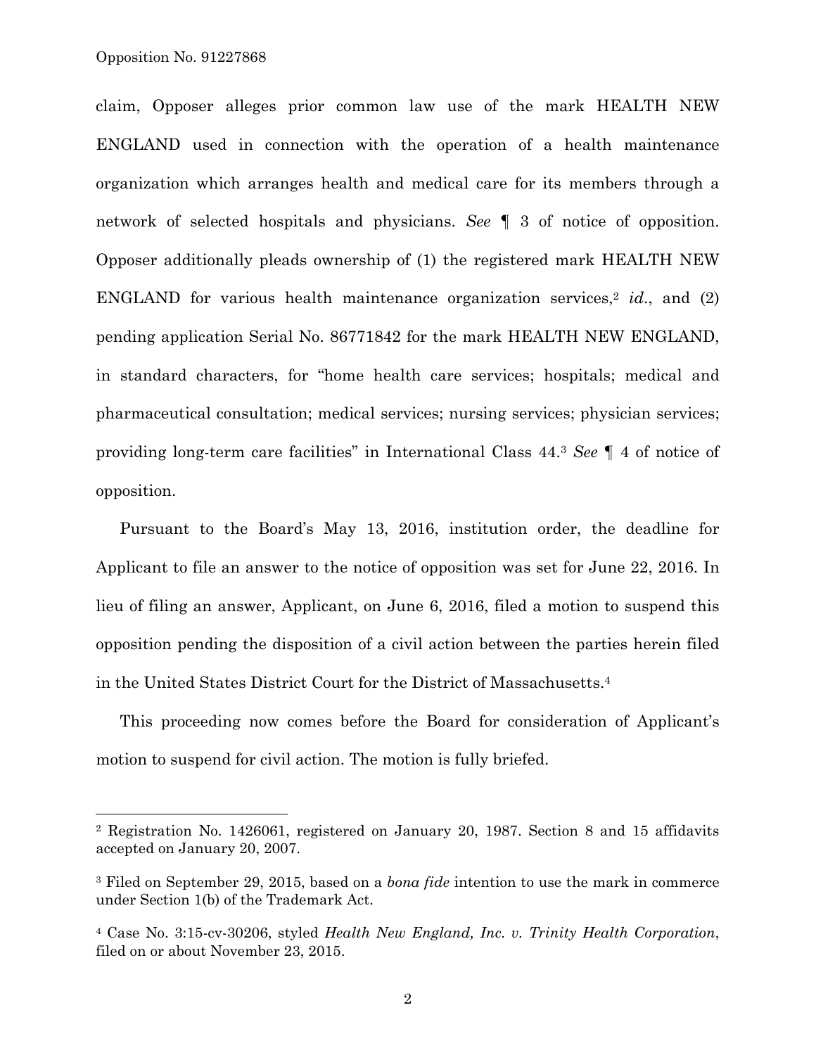claim, Opposer alleges prior common law use of the mark HEALTH NEW ENGLAND used in connection with the operation of a health maintenance organization which arranges health and medical care for its members through a network of selected hospitals and physicians. *See* ¶ 3 of notice of opposition. Opposer additionally pleads ownership of (1) the registered mark HEALTH NEW ENGLAND for various health maintenance organization services,[2] *id*., and (2) pending application Serial No. 86771842 for the mark HEALTH NEW ENGLAND, in standard characters, for "home health care services; hospitals; medical and pharmaceutical consultation; medical services; nursing services; physician services; providing long-term care facilities" in International Class 44.[3] *See* ¶ 4 of notice of opposition.

Pursuant to the Board's May 13, 2016, institution order, the deadline for Applicant to file an answer to the notice of opposition was set for June 22, 2016. In lieu of filing an answer, Applicant, on June 6, 2016, filed a motion to suspend this opposition pending the disposition of a civil action between the parties herein filed in the United States District Court for the District of Massachusetts.[4]

This proceeding now comes before the Board for consideration of Applicant's motion to suspend for civil action. The motion is fully briefed.

---

[2] Registration No. 1426061, registered on January 20, 1987. Section 8 and 15 affidavits accepted on January 20, 2007.

[3] Filed on September 29, 2015, based on a *bona fide* intention to use the mark in commerce under Section 1(b) of the Trademark Act.

[4] Case No. 3:15-cv-30206, styled *Health New England, Inc. v. Trinity Health Corporation*, filed on or about November 23, 2015.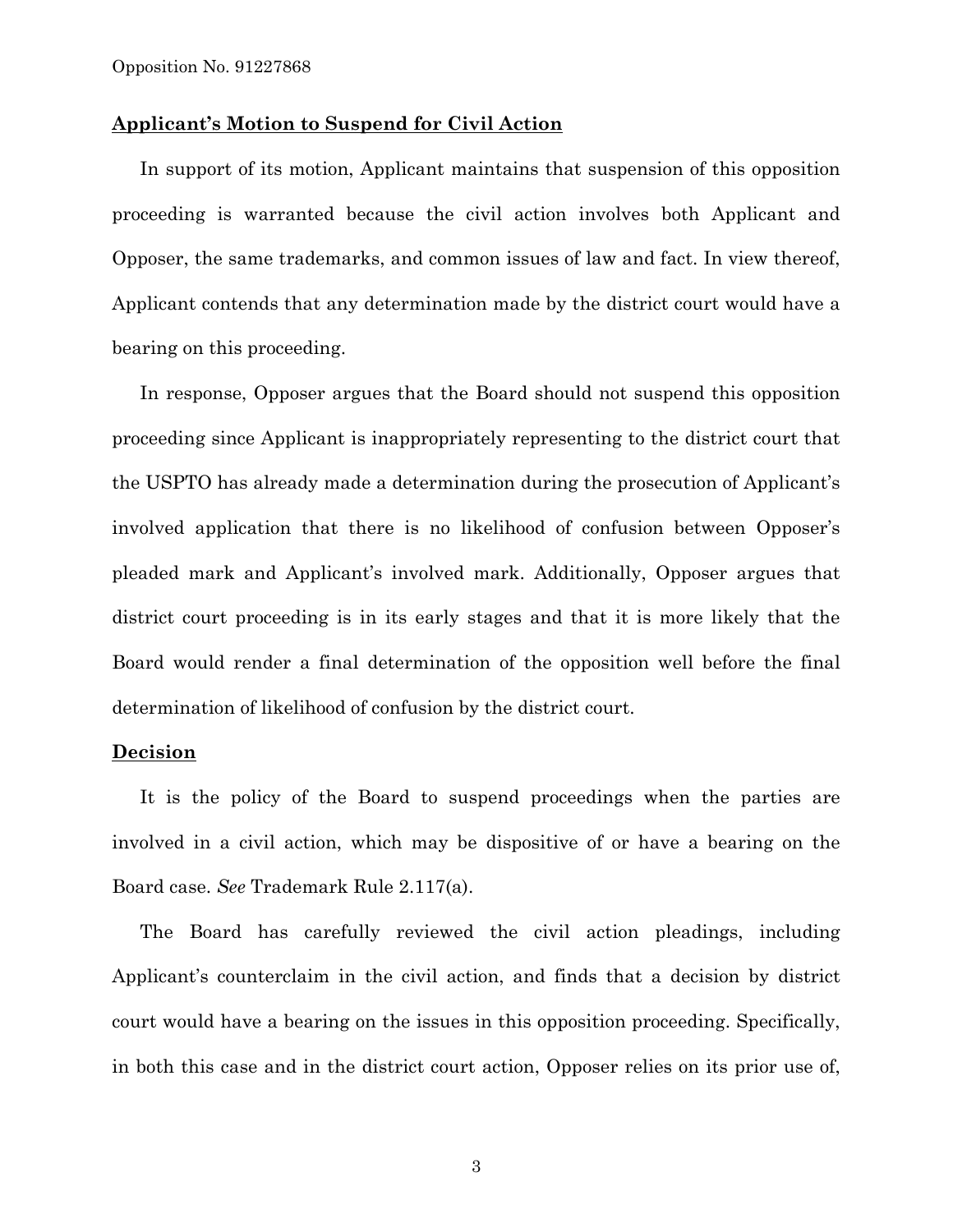**Applicant's Motion to Suspend for Civil Action**

In support of its motion, Applicant maintains that suspension of this opposition proceeding is warranted because the civil action involves both Applicant and Opposer, the same trademarks, and common issues of law and fact. In view thereof, Applicant contends that any determination made by the district court would have a bearing on this proceeding.

In response, Opposer argues that the Board should not suspend this opposition proceeding since Applicant is inappropriately representing to the district court that the USPTO has already made a determination during the prosecution of Applicant's involved application that there is no likelihood of confusion between Opposer's pleaded mark and Applicant's involved mark. Additionally, Opposer argues that district court proceeding is in its early stages and that it is more likely that the Board would render a final determination of the opposition well before the final determination of likelihood of confusion by the district court.

**Decision**

It is the policy of the Board to suspend proceedings when the parties are involved in a civil action, which may be dispositive of or have a bearing on the Board case. *See* Trademark Rule 2.117(a).

The Board has carefully reviewed the civil action pleadings, including Applicant's counterclaim in the civil action, and finds that a decision by district court would have a bearing on the issues in this opposition proceeding. Specifically, in both this case and in the district court action, Opposer relies on its prior use of,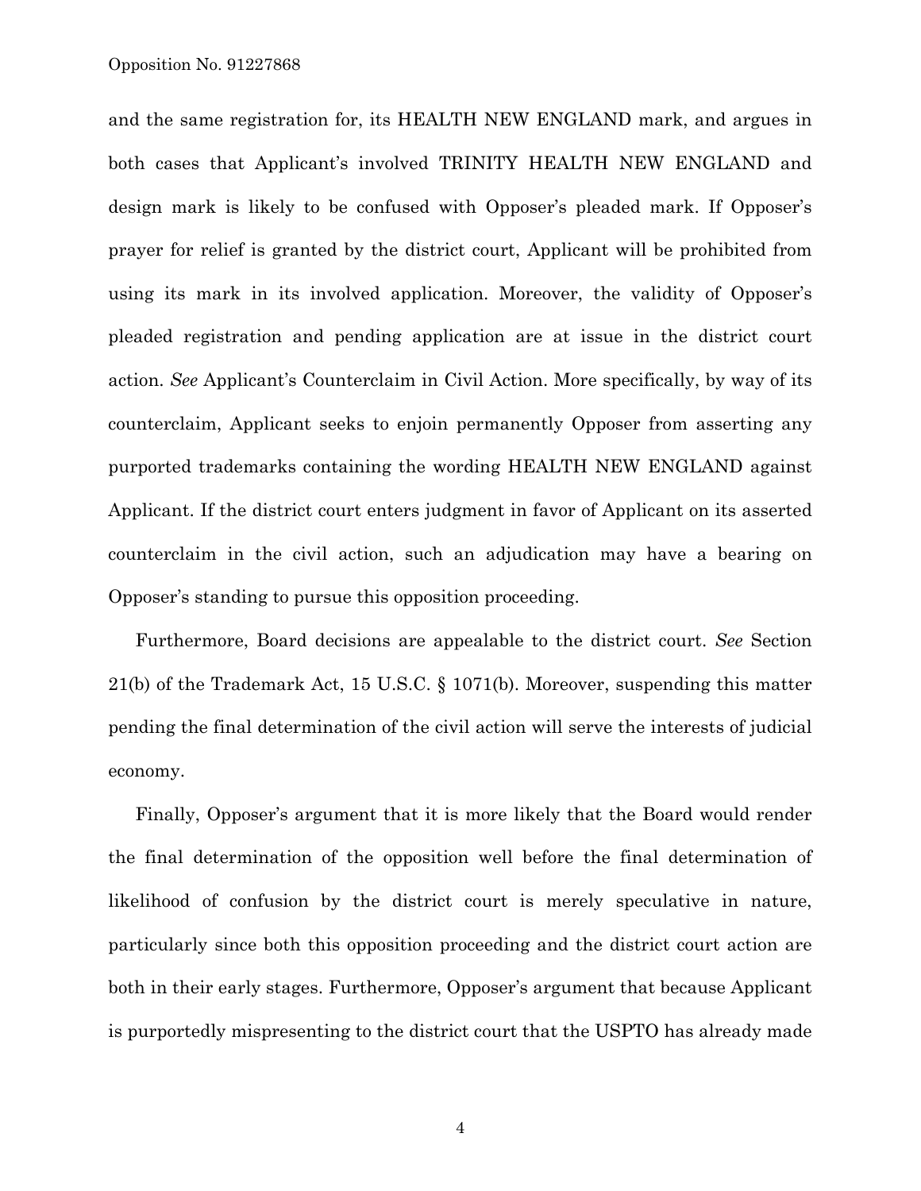and the same registration for, its HEALTH NEW ENGLAND mark, and argues in both cases that Applicant's involved TRINITY HEALTH NEW ENGLAND and design mark is likely to be confused with Opposer's pleaded mark. If Opposer's prayer for relief is granted by the district court, Applicant will be prohibited from using its mark in its involved application. Moreover, the validity of Opposer's pleaded registration and pending application are at issue in the district court action. *See* Applicant's Counterclaim in Civil Action. More specifically, by way of its counterclaim, Applicant seeks to enjoin permanently Opposer from asserting any purported trademarks containing the wording HEALTH NEW ENGLAND against Applicant. If the district court enters judgment in favor of Applicant on its asserted counterclaim in the civil action, such an adjudication may have a bearing on Opposer's standing to pursue this opposition proceeding.

Furthermore, Board decisions are appealable to the district court. *See* Section 21(b) of the Trademark Act, 15 U.S.C. § 1071(b). Moreover, suspending this matter pending the final determination of the civil action will serve the interests of judicial economy.

Finally, Opposer's argument that it is more likely that the Board would render the final determination of the opposition well before the final determination of likelihood of confusion by the district court is merely speculative in nature, particularly since both this opposition proceeding and the district court action are both in their early stages. Furthermore, Opposer's argument that because Applicant is purportedly mispresenting to the district court that the USPTO has already made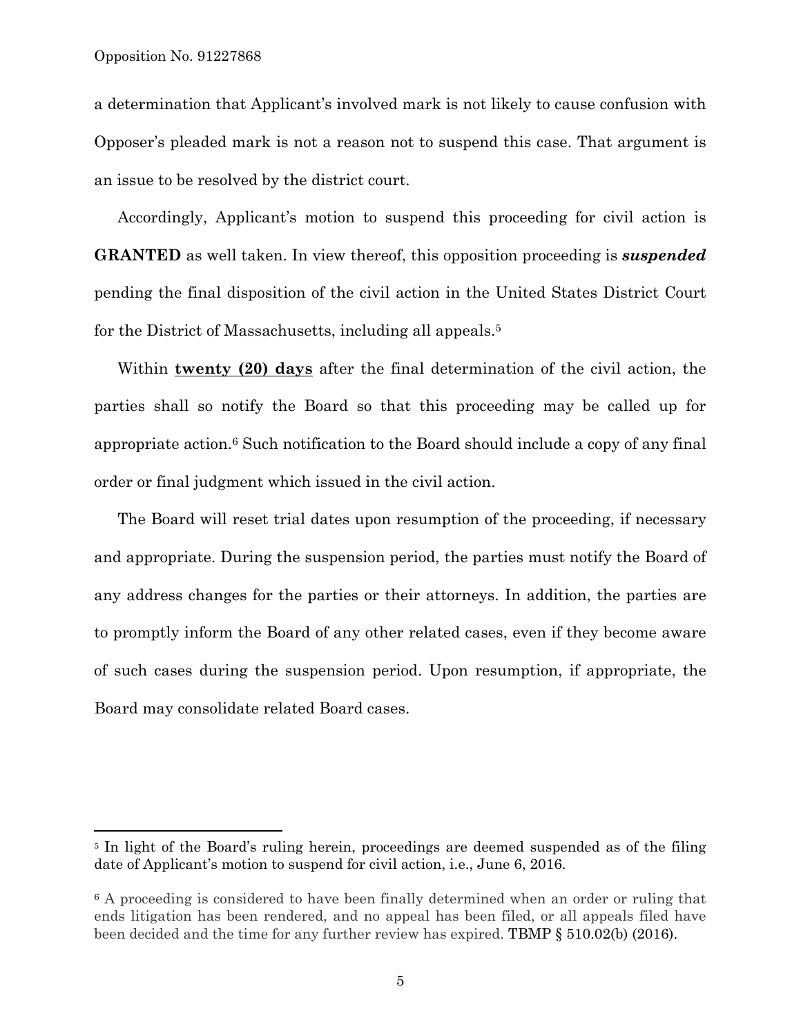a determination that Applicant's involved mark is not likely to cause confusion with Opposer's pleaded mark is not a reason not to suspend this case. That argument is an issue to be resolved by the district court.

Accordingly, Applicant's motion to suspend this proceeding for civil action is **GRANTED** as well taken. In view thereof, this opposition proceeding is ***suspended*** pending the final disposition of the civil action in the United States District Court for the District of Massachusetts, including all appeals.[5]

Within **twenty (20) days** after the final determination of the civil action, the parties shall so notify the Board so that this proceeding may be called up for appropriate action.[6] Such notification to the Board should include a copy of any final order or final judgment which issued in the civil action.

The Board will reset trial dates upon resumption of the proceeding, if necessary and appropriate. During the suspension period, the parties must notify the Board of any address changes for the parties or their attorneys. In addition, the parties are to promptly inform the Board of any other related cases, even if they become aware of such cases during the suspension period. Upon resumption, if appropriate, the Board may consolidate related Board cases.

---

[5] In light of the Board's ruling herein, proceedings are deemed suspended as of the filing date of Applicant's motion to suspend for civil action, i.e., June 6, 2016.

[6] A proceeding is considered to have been finally determined when an order or ruling that ends litigation has been rendered, and no appeal has been filed, or all appeals filed have been decided and the time for any further review has expired. TBMP § 510.02(b) (2016).